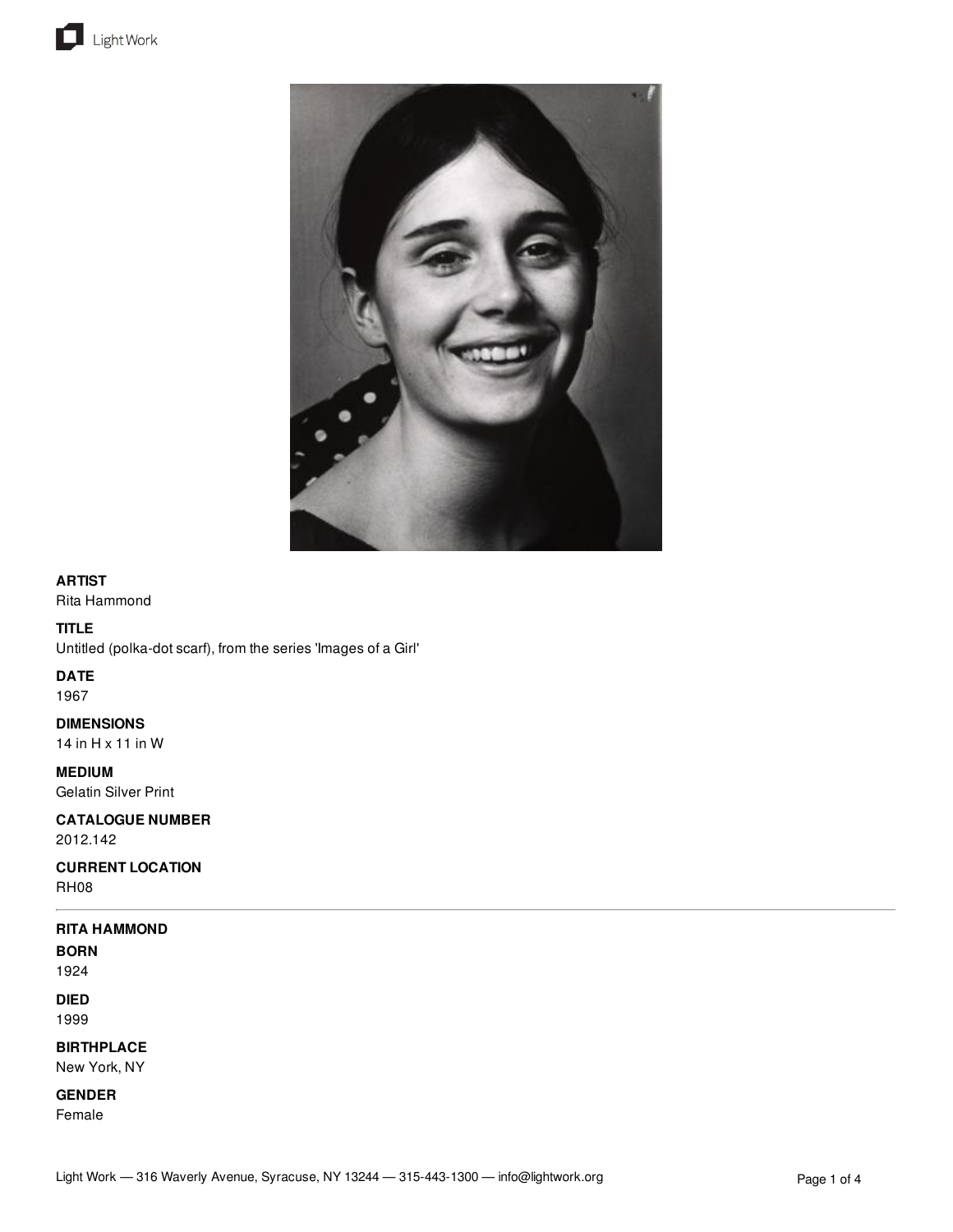**ARTIST**

Rita Hammond

**TITLE**

Untitled (polka-dot scarf), from the series 'Images of a Girl'

**DATE**

1967

**DIMENSIONS**

14 in H x 11 in W

**MEDIUM**

Gelatin Silver Print

**CATALOGUE NUMBER**

2012.142

**CURRENT LOCATION**

RH08

---

**RITA HAMMOND**

**BORN**

1924

**DIED**

1999

**BIRTHPLACE**

New York, NY

**GENDER**

Female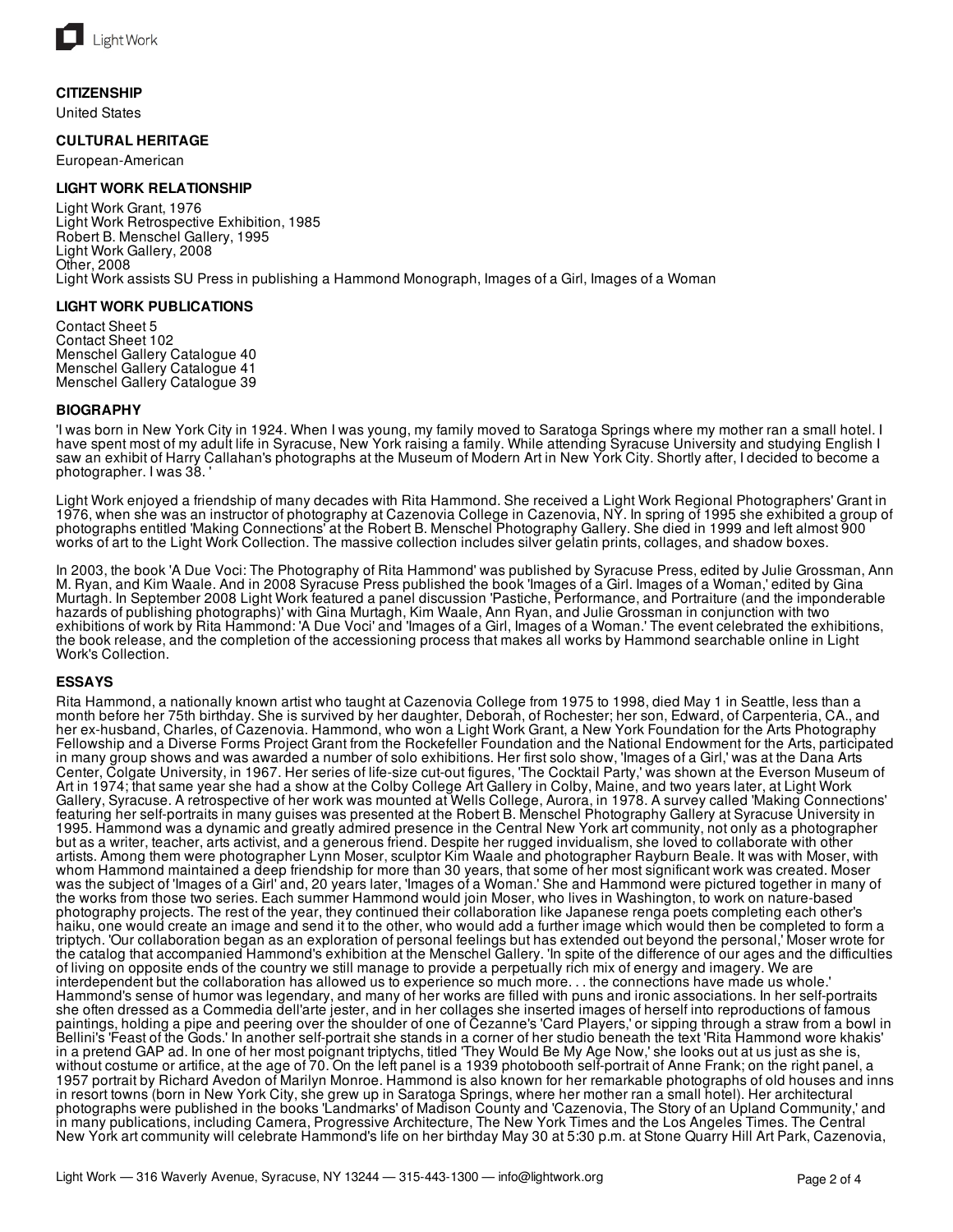## CITIZENSHIP

United States

## CULTURAL HERITAGE

European-American

## LIGHT WORK RELATIONSHIP

Light Work Grant, 1976
Light Work Retrospective Exhibition, 1985
Robert B. Menschel Gallery, 1995
Light Work Gallery, 2008
Other, 2008
Light Work assists SU Press in publishing a Hammond Monograph, Images of a Girl, Images of a Woman

## LIGHT WORK PUBLICATIONS

Contact Sheet 5
Contact Sheet 102
Menschel Gallery Catalogue 40
Menschel Gallery Catalogue 41
Menschel Gallery Catalogue 39

## BIOGRAPHY

'I was born in New York City in 1924. When I was young, my family moved to Saratoga Springs where my mother ran a small hotel. I have spent most of my adult life in Syracuse, New York raising a family. While attending Syracuse University and studying English I saw an exhibit of Harry Callahan's photographs at the Museum of Modern Art in New York City. Shortly after, I decided to become a photographer. I was 38. '

Light Work enjoyed a friendship of many decades with Rita Hammond. She received a Light Work Regional Photographers' Grant in 1976, when she was an instructor of photography at Cazenovia College in Cazenovia, NY. In spring of 1995 she exhibited a group of photographs entitled 'Making Connections' at the Robert B. Menschel Photography Gallery. She died in 1999 and left almost 900 works of art to the Light Work Collection. The massive collection includes silver gelatin prints, collages, and shadow boxes.

In 2003, the book 'A Due Voci: The Photography of Rita Hammond' was published by Syracuse Press, edited by Julie Grossman, Ann M. Ryan, and Kim Waale. And in 2008 Syracuse Press published the book 'Images of a Girl. Images of a Woman,' edited by Gina Murtagh. In September 2008 Light Work featured a panel discussion 'Pastiche, Performance, and Portraiture (and the imponderable hazards of publishing photographs)' with Gina Murtagh, Kim Waale, Ann Ryan, and Julie Grossman in conjunction with two exhibitions of work by Rita Hammond: 'A Due Voci' and 'Images of a Girl, Images of a Woman.' The event celebrated the exhibitions, the book release, and the completion of the accessioning process that makes all works by Hammond searchable online in Light Work's Collection.

## ESSAYS

Rita Hammond, a nationally known artist who taught at Cazenovia College from 1975 to 1998, died May 1 in Seattle, less than a month before her 75th birthday. She is survived by her daughter, Deborah, of Rochester; her son, Edward, of Carpenteria, CA., and her ex-husband, Charles, of Cazenovia. Hammond, who won a Light Work Grant, a New York Foundation for the Arts Photography Fellowship and a Diverse Forms Project Grant from the Rockefeller Foundation and the National Endowment for the Arts, participated in many group shows and was awarded a number of solo exhibitions. Her first solo show, 'Images of a Girl,' was at the Dana Arts Center, Colgate University, in 1967. Her series of life-size cut-out figures, 'The Cocktail Party,' was shown at the Everson Museum of Art in 1974; that same year she had a show at the Colby College Art Gallery in Colby, Maine, and two years later, at Light Work Gallery, Syracuse. A retrospective of her work was mounted at Wells College, Aurora, in 1978. A survey called 'Making Connections' featuring her self-portraits in many guises was presented at the Robert B. Menschel Photography Gallery at Syracuse University in 1995. Hammond was a dynamic and greatly admired presence in the Central New York art community, not only as a photographer but as a writer, teacher, arts activist, and a generous friend. Despite her rugged invidualism, she loved to collaborate with other artists. Among them were photographer Lynn Moser, sculptor Kim Waale and photographer Rayburn Beale. It was with Moser, with whom Hammond maintained a deep friendship for more than 30 years, that some of her most significant work was created. Moser was the subject of 'Images of a Girl' and, 20 years later, 'Images of a Woman.' She and Hammond were pictured together in many of the works from those two series. Each summer Hammond would join Moser, who lives in Washington, to work on nature-based photography projects. The rest of the year, they continued their collaboration like Japanese renga poets completing each other's haiku, one would create an image and send it to the other, who would add a further image which would then be completed to form a triptych. 'Our collaboration began as an exploration of personal feelings but has extended out beyond the personal,' Moser wrote for the catalog that accompanied Hammond's exhibition at the Menschel Gallery. 'In spite of the difference of our ages and the difficulties of living on opposite ends of the country we still manage to provide a perpetually rich mix of energy and imagery. We are interdependent but the collaboration has allowed us to experience so much more. . . the connections have made us whole.' Hammond's sense of humor was legendary, and many of her works are filled with puns and ironic associations. In her self-portraits she often dressed as a Commedia dell'arte jester, and in her collages she inserted images of herself into reproductions of famous paintings, holding a pipe and peering over the shoulder of one of Cezanne's 'Card Players,' or sipping through a straw from a bowl in Bellini's 'Feast of the Gods.' In another self-portrait she stands in a corner of her studio beneath the text 'Rita Hammond wore khakis' in a pretend GAP ad. In one of her most poignant triptychs, titled 'They Would Be My Age Now,' she looks out at us just as she is, without costume or artifice, at the age of 70. On the left panel is a 1939 photobooth self-portrait of Anne Frank; on the right panel, a 1957 portrait by Richard Avedon of Marilyn Monroe. Hammond is also known for her remarkable photographs of old houses and inns in resort towns (born in New York City, she grew up in Saratoga Springs, where her mother ran a small hotel). Her architectural photographs were published in the books 'Landmarks' of Madison County and 'Cazenovia, The Story of an Upland Community,' and in many publications, including Camera, Progressive Architecture, The New York Times and the Los Angeles Times. The Central New York art community will celebrate Hammond's life on her birthday May 30 at 5:30 p.m. at Stone Quarry Hill Art Park, Cazenovia,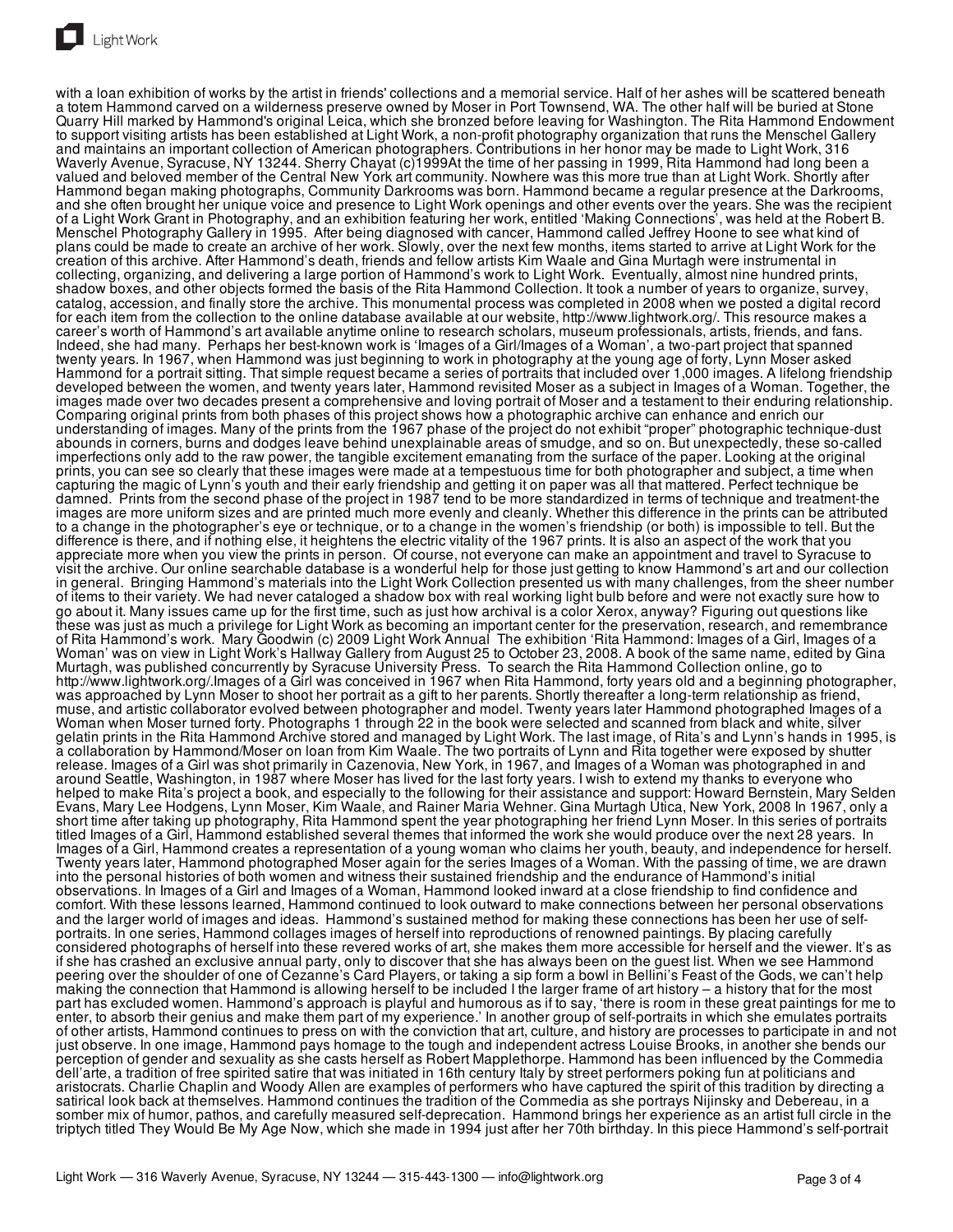with a loan exhibition of works by the artist in friends' collections and a memorial service. Half of her ashes will be scattered beneath a totem Hammond carved on a wilderness preserve owned by Moser in Port Townsend, WA. The other half will be buried at Stone Quarry Hill marked by Hammond's original Leica, which she bronzed before leaving for Washington. The Rita Hammond Endowment to support visiting artists has been established at Light Work, a non-profit photography organization that runs the Menschel Gallery and maintains an important collection of American photographers. Contributions in her honor may be made to Light Work, 316 Waverly Avenue, Syracuse, NY 13244. Sherry Chayat (c)1999At the time of her passing in 1999, Rita Hammond had long been a valued and beloved member of the Central New York art community. Nowhere was this more true than at Light Work. Shortly after Hammond began making photographs, Community Darkrooms was born. Hammond became a regular presence at the Darkrooms, and she often brought her unique voice and presence to Light Work openings and other events over the years. She was the recipient of a Light Work Grant in Photography, and an exhibition featuring her work, entitled 'Making Connections', was held at the Robert B. Menschel Photography Gallery in 1995. After being diagnosed with cancer, Hammond called Jeffrey Hoone to see what kind of plans could be made to create an archive of her work. Slowly, over the next few months, items started to arrive at Light Work for the creation of this archive. After Hammond's death, friends and fellow artists Kim Waale and Gina Murtagh were instrumental in collecting, organizing, and delivering a large portion of Hammond's work to Light Work. Eventually, almost nine hundred prints, shadow boxes, and other objects formed the basis of the Rita Hammond Collection. It took a number of years to organize, survey, catalog, accession, and finally store the archive. This monumental process was completed in 2008 when we posted a digital record for each item from the collection to the online database available at our website, http://www.lightwork.org/. This resource makes a career's worth of Hammond's art available anytime online to research scholars, museum professionals, artists, friends, and fans. Indeed, she had many. Perhaps her best-known work is 'Images of a Girl/Images of a Woman', a two-part project that spanned twenty years. In 1967, when Hammond was just beginning to work in photography at the young age of forty, Lynn Moser asked Hammond for a portrait sitting. That simple request became a series of portraits that included over 1,000 images. A lifelong friendship developed between the women, and twenty years later, Hammond revisited Moser as a subject in Images of a Woman. Together, the images made over two decades present a comprehensive and loving portrait of Moser and a testament to their enduring relationship. Comparing original prints from both phases of this project shows how a photographic archive can enhance and enrich our understanding of images. Many of the prints from the 1967 phase of the project do not exhibit "proper" photographic technique-dust abounds in corners, burns and dodges leave behind unexplainable areas of smudge, and so on. But unexpectedly, these so-called imperfections only add to the raw power, the tangible excitement emanating from the surface of the paper. Looking at the original prints, you can see so clearly that these images were made at a tempestuous time for both photographer and subject, a time when capturing the magic of Lynn's youth and their early friendship and getting it on paper was all that mattered. Perfect technique be damned. Prints from the second phase of the project in 1987 tend to be more standardized in terms of technique and treatment-the images are more uniform sizes and are printed much more evenly and cleanly. Whether this difference in the prints can be attributed to a change in the photographer's eye or technique, or to a change in the women's friendship (or both) is impossible to tell. But the difference is there, and if nothing else, it heightens the electric vitality of the 1967 prints. It is also an aspect of the work that you appreciate more when you view the prints in person. Of course, not everyone can make an appointment and travel to Syracuse to visit the archive. Our online searchable database is a wonderful help for those just getting to know Hammond's art and our collection in general. Bringing Hammond's materials into the Light Work Collection presented us with many challenges, from the sheer number of items to their variety. We had never cataloged a shadow box with real working light bulb before and were not exactly sure how to go about it. Many issues came up for the first time, such as just how archival is a color Xerox, anyway? Figuring out questions like these was just as much a privilege for Light Work as becoming an important center for the preservation, research, and remembrance of Rita Hammond's work. Mary Goodwin (c) 2009 Light Work Annual The exhibition 'Rita Hammond: Images of a Girl, Images of a Woman' was on view in Light Work's Hallway Gallery from August 25 to October 23, 2008. A book of the same name, edited by Gina Murtagh, was published concurrently by Syracuse University Press. To search the Rita Hammond Collection online, go to http://www.lightwork.org/.Images of a Girl was conceived in 1967 when Rita Hammond, forty years old and a beginning photographer, was approached by Lynn Moser to shoot her portrait as a gift to her parents. Shortly thereafter a long-term relationship as friend, muse, and artistic collaborator evolved between photographer and model. Twenty years later Hammond photographed Images of a Woman when Moser turned forty. Photographs 1 through 22 in the book were selected and scanned from black and white, silver gelatin prints in the Rita Hammond Archive stored and managed by Light Work. The last image, of Rita's and Lynn's hands in 1995, is a collaboration by Hammond/Moser on loan from Kim Waale. The two portraits of Lynn and Rita together were exposed by shutter release. Images of a Girl was shot primarily in Cazenovia, New York, in 1967, and Images of a Woman was photographed in and around Seattle, Washington, in 1987 where Moser has lived for the last forty years. I wish to extend my thanks to everyone who helped to make Rita's project a book, and especially to the following for their assistance and support: Howard Bernstein, Mary Selden Evans, Mary Lee Hodgens, Lynn Moser, Kim Waale, and Rainer Maria Wehner. Gina Murtagh Utica, New York, 2008 In 1967, only a short time after taking up photography, Rita Hammond spent the year photographing her friend Lynn Moser. In this series of portraits titled Images of a Girl, Hammond established several themes that informed the work she would produce over the next 28 years. In Images of a Girl, Hammond creates a representation of a young woman who claims her youth, beauty, and independence for herself. Twenty years later, Hammond photographed Moser again for the series Images of a Woman. With the passing of time, we are drawn into the personal histories of both women and witness their sustained friendship and the endurance of Hammond's initial observations. In Images of a Girl and Images of a Woman, Hammond looked inward at a close friendship to find confidence and comfort. With these lessons learned, Hammond continued to look outward to make connections between her personal observations and the larger world of images and ideas. Hammond's sustained method for making these connections has been her use of self-portraits. In one series, Hammond collages images of herself into reproductions of renowned paintings. By placing carefully considered photographs of herself into these revered works of art, she makes them more accessible for herself and the viewer. It's as if she has crashed an exclusive annual party, only to discover that she has always been on the guest list. When we see Hammond peering over the shoulder of one of Cezanne's Card Players, or taking a sip form a bowl in Bellini's Feast of the Gods, we can't help making the connection that Hammond is allowing herself to be included I the larger frame of art history – a history that for the most part has excluded women. Hammond's approach is playful and humorous as if to say, 'there is room in these great paintings for me to enter, to absorb their genius and make them part of my experience.' In another group of self-portraits in which she emulates portraits of other artists, Hammond continues to press on with the conviction that art, culture, and history are processes to participate in and not just observe. In one image, Hammond pays homage to the tough and independent actress Louise Brooks, in another she bends our perception of gender and sexuality as she casts herself as Robert Mapplethorpe. Hammond has been influenced by the Commedia dell'arte, a tradition of free spirited satire that was initiated in 16th century Italy by street performers poking fun at politicians and aristocrats. Charlie Chaplin and Woody Allen are examples of performers who have captured the spirit of this tradition by directing a satirical look back at themselves. Hammond continues the tradition of the Commedia as she portrays Nijinsky and Debereau, in a somber mix of humor, pathos, and carefully measured self-deprecation. Hammond brings her experience as an artist full circle in the triptych titled They Would Be My Age Now, which she made in 1994 just after her 70th birthday. In this piece Hammond's self-portrait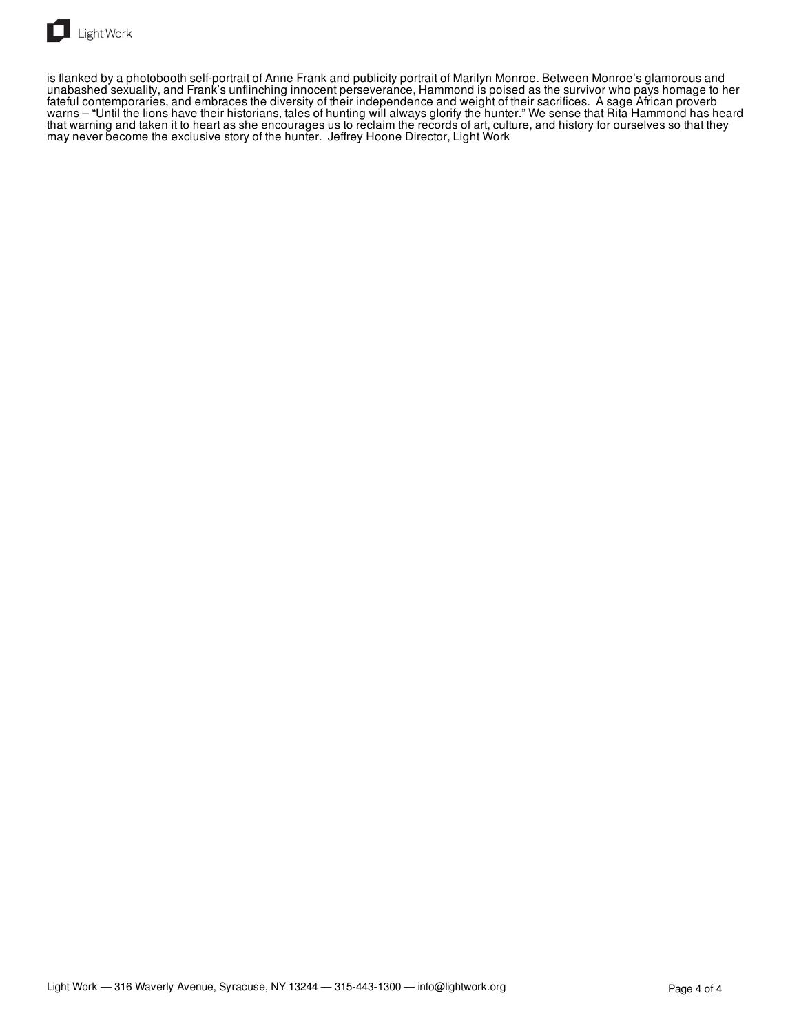is flanked by a photobooth self-portrait of Anne Frank and publicity portrait of Marilyn Monroe. Between Monroe's glamorous and unabashed sexuality, and Frank's unflinching innocent perseverance, Hammond is poised as the survivor who pays homage to her fateful contemporaries, and embraces the diversity of their independence and weight of their sacrifices. A sage African proverb warns – "Until the lions have their historians, tales of hunting will always glorify the hunter." We sense that Rita Hammond has heard that warning and taken it to heart as she encourages us to reclaim the records of art, culture, and history for ourselves so that they may never become the exclusive story of the hunter. Jeffrey Hoone Director, Light Work